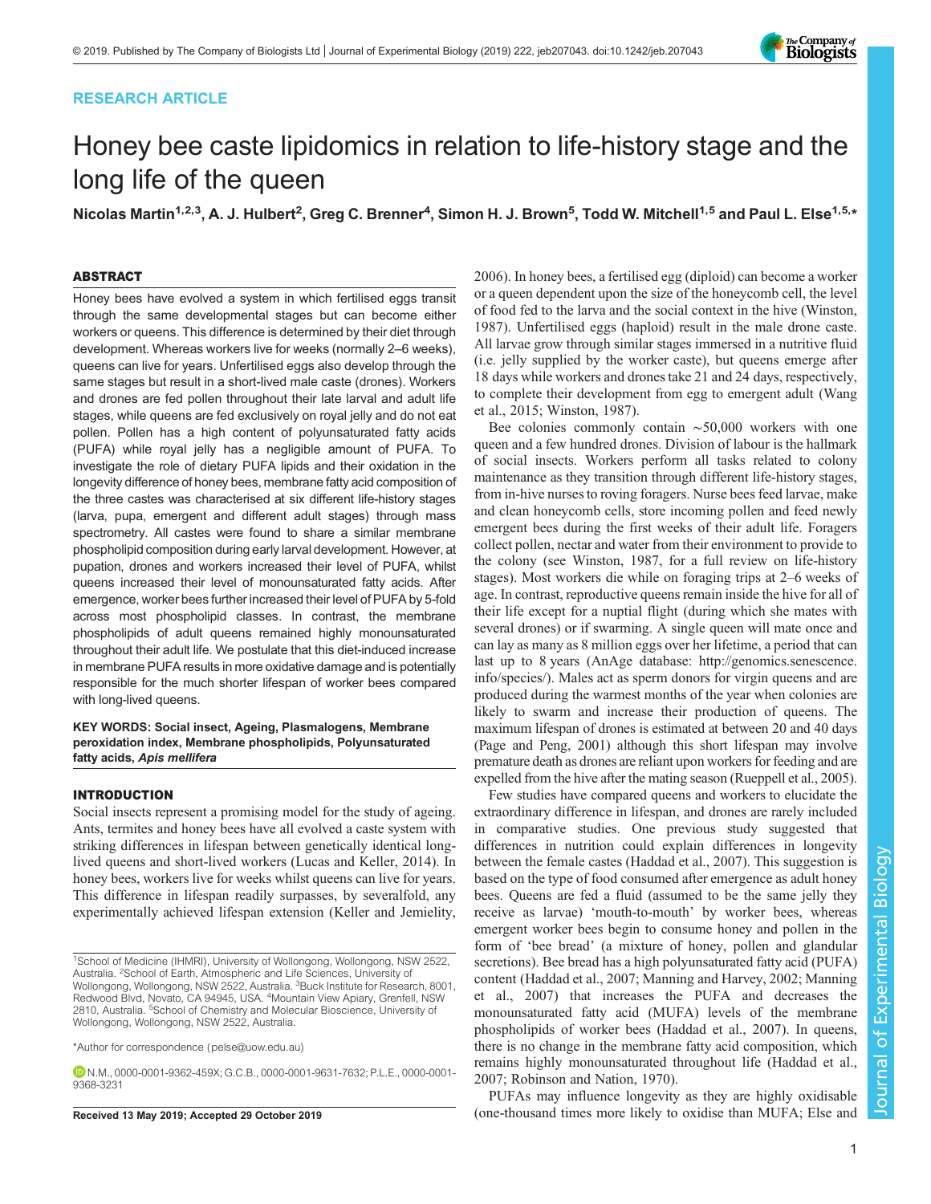RESEARCH ARTICLE

# Honey bee caste lipidomics in relation to life-history stage and the long life of the queen

Nicolas Martin[1,2,3], A. J. Hulbert[2], Greg C. Brenner[4], Simon H. J. Brown[5], Todd W. Mitchell[1,5] and Paul L. Else[1,5,*]

## ABSTRACT

Honey bees have evolved a system in which fertilised eggs transit through the same developmental stages but can become either workers or queens. This difference is determined by their diet through development. Whereas workers live for weeks (normally 2–6 weeks), queens can live for years. Unfertilised eggs also develop through the same stages but result in a short-lived male caste (drones). Workers and drones are fed pollen throughout their late larval and adult life stages, while queens are fed exclusively on royal jelly and do not eat pollen. Pollen has a high content of polyunsaturated fatty acids (PUFA) while royal jelly has a negligible amount of PUFA. To investigate the role of dietary PUFA lipids and their oxidation in the longevity difference of honey bees, membrane fatty acid composition of the three castes was characterised at six different life-history stages (larva, pupa, emergent and different adult stages) through mass spectrometry. All castes were found to share a similar membrane phospholipid composition during early larval development. However, at pupation, drones and workers increased their level of PUFA, whilst queens increased their level of monounsaturated fatty acids. After emergence, worker bees further increased their level of PUFA by 5-fold across most phospholipid classes. In contrast, the membrane phospholipids of adult queens remained highly monounsaturated throughout their adult life. We postulate that this diet-induced increase in membrane PUFA results in more oxidative damage and is potentially responsible for the much shorter lifespan of worker bees compared with long-lived queens.

**KEY WORDS: Social insect, Ageing, Plasmalogens, Membrane peroxidation index, Membrane phospholipids, Polyunsaturated fatty acids, *Apis mellifera***

## INTRODUCTION

Social insects represent a promising model for the study of ageing. Ants, termites and honey bees have all evolved a caste system with striking differences in lifespan between genetically identical long-lived queens and short-lived workers (Lucas and Keller, 2014). In honey bees, workers live for weeks whilst queens can live for years. This difference readily surpasses, by severalfold, any experimentally achieved lifespan extension (Keller and Jemielity, 2006). In honey bees, a fertilised egg (diploid) can become a worker or a queen dependent upon the size of the honeycomb cell, the level of food fed to the larva and the social context in the hive (Winston, 1987). Unfertilised eggs (haploid) result in the male drone caste. All larvae grow through similar stages immersed in a nutritive fluid (i.e. jelly supplied by the worker caste), but queens emerge after 18 days while workers and drones take 21 and 24 days, respectively, to complete their development from egg to emergent adult (Wang et al., 2015; Winston, 1987).

Bee colonies commonly contain ∼50,000 workers with one queen and a few hundred drones. Division of labour is the hallmark of social insects. Workers perform all tasks related to colony maintenance as they transition through different life-history stages, from in-hive nurses to roving foragers. Nurse bees feed larvae, make and clean honeycomb cells, store incoming pollen and feed newly emergent bees during the first weeks of their adult life. Foragers collect pollen, nectar and water from their environment to provide to the colony (see Winston, 1987, for a full review on life-history stages). Most workers die while on foraging trips at 2–6 weeks of age. In contrast, reproductive queens remain inside the hive for all of their life except for a nuptial flight (during which she mates with several drones) or if swarming. A single queen will mate once and can lay as many as 8 million eggs over her lifetime, a period that can last up to 8 years (AnAge database: http://genomics.senescence.info/species/). Males act as sperm donors for virgin queens and are produced during the warmest months of the year when colonies are likely to swarm and increase their production of queens. The maximum lifespan of drones is estimated at between 20 and 40 days (Page and Peng, 2001) although this short lifespan may involve premature death as drones are reliant upon workers for feeding and are expelled from the hive after the mating season (Rueppell et al., 2005).

Few studies have compared queens and workers to elucidate the extraordinary difference in lifespan, and drones are rarely included in comparative studies. One previous study suggested that differences in nutrition could explain differences in longevity between the female castes (Haddad et al., 2007). This suggestion is based on the type of food consumed after emergence as adult honey bees. Queens are fed a fluid (assumed to be the same jelly they receive as larvae) 'mouth-to-mouth' by worker bees, whereas emergent worker bees begin to consume honey and pollen in the form of 'bee bread' (a mixture of honey, pollen and glandular secretions). Bee bread has a high polyunsaturated fatty acid (PUFA) content (Haddad et al., 2007; Manning and Harvey, 2002; Manning et al., 2007) that increases the PUFA and decreases the monounsaturated fatty acid (MUFA) levels of the membrane phospholipids of worker bees (Haddad et al., 2007). In queens, there is no change in the membrane fatty acid composition, which remains highly monounsaturated throughout life (Haddad et al., 2007; Robinson and Nation, 1970).

PUFAs may influence longevity as they are highly oxidisable (one-thousand times more likely to oxidise than MUFA; Else and

---

[1]School of Medicine (IHMRI), University of Wollongong, Wollongong, NSW 2522, Australia. [2]School of Earth, Atmospheric and Life Sciences, University of Wollongong, Wollongong, NSW 2522, Australia. [3]Buck Institute for Research, 8001, Redwood Blvd, Novato, CA 94945, USA. [4]Mountain View Apiary, Grenfell, NSW 2810, Australia. [5]School of Chemistry and Molecular Bioscience, University of Wollongong, Wollongong, NSW 2522, Australia.

*Author for correspondence (pelse@uow.edu.au)

N.M., 0000-0001-9362-459X; G.C.B., 0000-0001-9631-7632; P.L.E., 0000-0001-9368-3231

Received 13 May 2019; Accepted 29 October 2019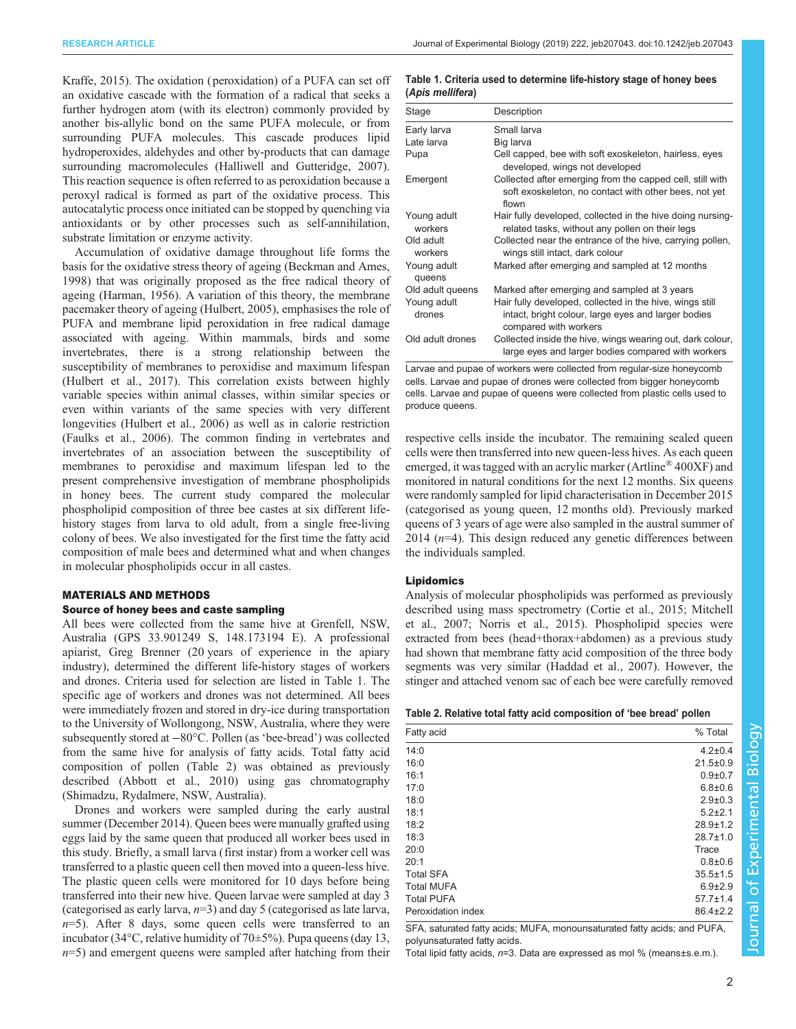Kraffe, 2015). The oxidation (peroxidation) of a PUFA can set off an oxidative cascade with the formation of a radical that seeks a further hydrogen atom (with its electron) commonly provided by another bis-allylic bond on the same PUFA molecule, or from surrounding PUFA molecules. This cascade produces lipid hydroperoxides, aldehydes and other by-products that can damage surrounding macromolecules (Halliwell and Gutteridge, 2007). This reaction sequence is often referred to as peroxidation because a peroxyl radical is formed as part of the oxidative process. This autocatalytic process once initiated can be stopped by quenching via antioxidants or by other processes such as self-annihilation, substrate limitation or enzyme activity.

Accumulation of oxidative damage throughout life forms the basis for the oxidative stress theory of ageing (Beckman and Ames, 1998) that was originally proposed as the free radical theory of ageing (Harman, 1956). A variation of this theory, the membrane pacemaker theory of ageing (Hulbert, 2005), emphasises the role of PUFA and membrane lipid peroxidation in free radical damage associated with ageing. Within mammals, birds and some invertebrates, there is a strong relationship between the susceptibility of membranes to peroxidise and maximum lifespan (Hulbert et al., 2017). This correlation exists between highly variable species within animal classes, within similar species or even within variants of the same species with very different longevities (Hulbert et al., 2006) as well as in calorie restriction (Faulks et al., 2006). The common finding in vertebrates and invertebrates of an association between the susceptibility of membranes to peroxidise and maximum lifespan led to the present comprehensive investigation of membrane phospholipids in honey bees. The current study compared the molecular phospholipid composition of three bee castes at six different life-history stages from larva to old adult, from a single free-living colony of bees. We also investigated for the first time the fatty acid composition of male bees and determined what and when changes in molecular phospholipids occur in all castes.

## MATERIALS AND METHODS

### Source of honey bees and caste sampling

All bees were collected from the same hive at Grenfell, NSW, Australia (GPS 33.901249 S, 148.173194 E). A professional apiarist, Greg Brenner (20 years of experience in the apiary industry), determined the different life-history stages of workers and drones. Criteria used for selection are listed in Table 1. The specific age of workers and drones was not determined. All bees were immediately frozen and stored in dry-ice during transportation to the University of Wollongong, NSW, Australia, where they were subsequently stored at −80°C. Pollen (as 'bee-bread') was collected from the same hive for analysis of fatty acids. Total fatty acid composition of pollen (Table 2) was obtained as previously described (Abbott et al., 2010) using gas chromatography (Shimadzu, Rydalmere, NSW, Australia).

Drones and workers were sampled during the early austral summer (December 2014). Queen bees were manually grafted using eggs laid by the same queen that produced all worker bees used in this study. Briefly, a small larva (first instar) from a worker cell was transferred to a plastic queen cell then moved into a queen-less hive. The plastic queen cells were monitored for 10 days before being transferred into their new hive. Queen larvae were sampled at day 3 (categorised as early larva, *n*=3) and day 5 (categorised as late larva, *n*=5). After 8 days, some queen cells were transferred to an incubator (34°C, relative humidity of 70±5%). Pupa queens (day 13, *n*=5) and emergent queens were sampled after hatching from their respective cells inside the incubator. The remaining sealed queen cells were then transferred into new queen-less hives. As each queen emerged, it was tagged with an acrylic marker (Artline® 400XF) and monitored in natural conditions for the next 12 months. Six queens were randomly sampled for lipid characterisation in December 2015 (categorised as young queen, 12 months old). Previously marked queens of 3 years of age were also sampled in the austral summer of 2014 (*n*=4). This design reduced any genetic differences between the individuals sampled.

**Table 1. Criteria used to determine life-history stage of honey bees (*Apis mellifera*)**

| Stage | Description |
|---|---|
| Early larva | Small larva |
| Late larva | Big larva |
| Pupa | Cell capped, bee with soft exoskeleton, hairless, eyes developed, wings not developed |
| Emergent | Collected after emerging from the capped cell, still with soft exoskeleton, no contact with other bees, not yet flown |
| Young adult workers | Hair fully developed, collected in the hive doing nursing-related tasks, without any pollen on their legs |
| Old adult workers | Collected near the entrance of the hive, carrying pollen, wings still intact, dark colour |
| Young adult queens | Marked after emerging and sampled at 12 months |
| Old adult queens | Marked after emerging and sampled at 3 years |
| Young adult drones | Hair fully developed, collected in the hive, wings still intact, bright colour, large eyes and larger bodies compared with workers |
| Old adult drones | Collected inside the hive, wings wearing out, dark colour, large eyes and larger bodies compared with workers |

Larvae and pupae of workers were collected from regular-size honeycomb cells. Larvae and pupae of drones were collected from bigger honeycomb cells. Larvae and pupae of queens were collected from plastic cells used to produce queens.

**Table 2. Relative total fatty acid composition of 'bee bread' pollen**

| Fatty acid | % Total |
|---|---|
| 14:0 | 4.2±0.4 |
| 16:0 | 21.5±0.9 |
| 16:1 | 0.9±0.7 |
| 17:0 | 6.8±0.6 |
| 18:0 | 2.9±0.3 |
| 18:1 | 5.2±2.1 |
| 18:2 | 28.9±1.2 |
| 18:3 | 28.7±1.0 |
| 20:0 | Trace |
| 20:1 | 0.8±0.6 |
| Total SFA | 35.5±1.5 |
| Total MUFA | 6.9±2.9 |
| Total PUFA | 57.7±1.4 |
| Peroxidation index | 86.4±2.2 |

SFA, saturated fatty acids; MUFA, monounsaturated fatty acids; and PUFA, polyunsaturated fatty acids.
Total lipid fatty acids, *n*=3. Data are expressed as mol % (means±s.e.m.).

### Lipidomics

Analysis of molecular phospholipids was performed as previously described using mass spectrometry (Cortie et al., 2015; Mitchell et al., 2007; Norris et al., 2015). Phospholipid species were extracted from bees (head+thorax+abdomen) as a previous study had shown that membrane fatty acid composition of the three body segments was very similar (Haddad et al., 2007). However, the stinger and attached venom sac of each bee were carefully removed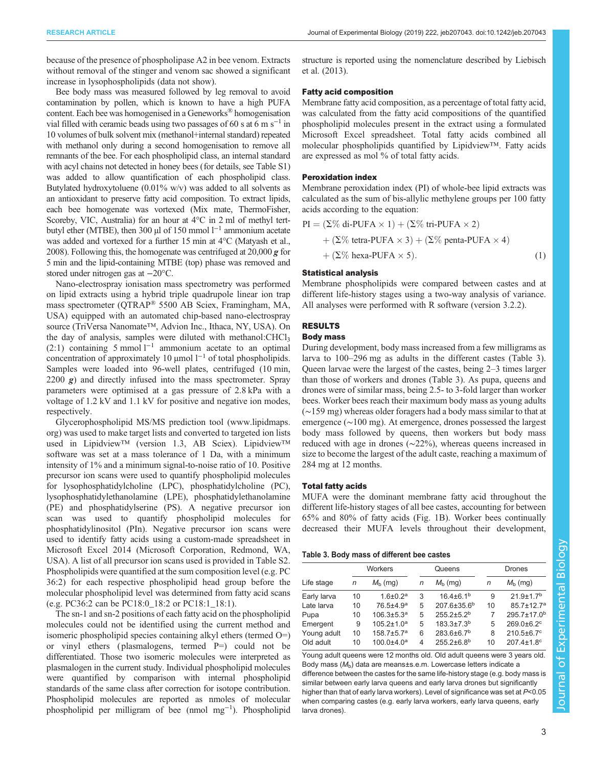because of the presence of phospholipase A2 in bee venom. Extracts without removal of the stinger and venom sac showed a significant increase in lysophospholipids (data not show).

Bee body mass was measured followed by leg removal to avoid contamination by pollen, which is known to have a high PUFA content. Each bee was homogenised in a Geneworks® homogenisation vial filled with ceramic beads using two passages of 60 s at 6 m s$^{-1}$ in 10 volumes of bulk solvent mix (methanol+internal standard) repeated with methanol only during a second homogenisation to remove all remnants of the bee. For each phospholipid class, an internal standard with acyl chains not detected in honey bees (for details, see Table S1) was added to allow quantification of each phospholipid class. Butylated hydroxytoluene (0.01% w/v) was added to all solvents as an antioxidant to preserve fatty acid composition. To extract lipids, each bee homogenate was vortexed (Mix mate, ThermoFisher, Scoreby, VIC, Australia) for an hour at 4°C in 2 ml of methyl tert-butyl ether (MTBE), then 300 µl of 150 mmol l$^{-1}$ ammonium acetate was added and vortexed for a further 15 min at 4°C (Matyash et al., 2008). Following this, the homogenate was centrifuged at 20,000 ***g*** for 5 min and the lipid-containing MTBE (top) phase was removed and stored under nitrogen gas at −20°C.

Nano-electrospray ionisation mass spectrometry was performed on lipid extracts using a hybrid triple quadrupole linear ion trap mass spectrometer (QTRAP® 5500 AB Sciex, Framingham, MA, USA) equipped with an automated chip-based nano-electrospray source (TriVersa Nanomate™, Advion Inc., Ithaca, NY, USA). On the day of analysis, samples were diluted with methanol:$CHCl_3$ (2:1) containing 5 mmol l$^{-1}$ ammonium acetate to an optimal concentration of approximately 10 µmol l$^{-1}$ of total phospholipids. Samples were loaded into 96-well plates, centrifuged (10 min, 2200 ***g***) and directly infused into the mass spectrometer. Spray parameters were optimised at a gas pressure of 2.8 kPa with a voltage of 1.2 kV and 1.1 kV for positive and negative ion modes, respectively.

Glycerophospholipid MS/MS prediction tool (www.lipidmaps.org) was used to make target lists and converted to targeted ion lists used in Lipidview™ (version 1.3, AB Sciex). Lipidview™ software was set at a mass tolerance of 1 Da, with a minimum intensity of 1% and a minimum signal-to-noise ratio of 10. Positive precursor ion scans were used to quantify phospholipid molecules for lysophosphatidylcholine (LPC), phosphatidylcholine (PC), lysophosphatidylethanolamine (LPE), phosphatidylethanolamine (PE) and phosphatidylserine (PS). A negative precursor ion scan was used to quantify phospholipid molecules for phosphatidylinositol (PIn). Negative precursor ion scans were used to identify fatty acids using a custom-made spreadsheet in Microsoft Excel 2014 (Microsoft Corporation, Redmond, WA, USA). A list of all precursor ion scans used is provided in Table S2. Phospholipids were quantified at the sum composition level (e.g. PC 36:2) for each respective phospholipid head group before the molecular phospholipid level was determined from fatty acid scans (e.g. PC36:2 can be PC18:0_18:2 or PC18:1_18:1).

The sn-1 and sn-2 positions of each fatty acid on the phospholipid molecules could not be identified using the current method and isomeric phospholipid species containing alkyl ethers (termed O=) or vinyl ethers (plasmalogens, termed P=) could not be differentiated. Those two isomeric molecules were interpreted as plasmalogen in the current study. Individual phospholipid molecules were quantified by comparison with internal phospholipid standards of the same class after correction for isotope contribution. Phospholipid molecules are reported as nmoles of molecular phospholipid per milligram of bee (nmol mg$^{-1}$). Phospholipid structure is reported using the nomenclature described by Liebisch et al. (2013).

### Fatty acid composition

Membrane fatty acid composition, as a percentage of total fatty acid, was calculated from the fatty acid compositions of the quantified phospholipid molecules present in the extract using a formulated Microsoft Excel spreadsheet. Total fatty acids combined all molecular phospholipids quantified by Lipidview™. Fatty acids are expressed as mol % of total fatty acids.

### Peroxidation index

Membrane peroxidation index (PI) of whole-bee lipid extracts was calculated as the sum of bis-allylic methylene groups per 100 fatty acids according to the equation:

$$\begin{aligned} \mathrm{PI} = {} & (\Sigma\%\ \text{di-PUFA} \times 1) + (\Sigma\%\ \text{tri-PUFA} \times 2) \\ & + (\Sigma\%\ \text{tetra-PUFA} \times 3) + (\Sigma\%\ \text{penta-PUFA} \times 4) \\ & + (\Sigma\%\ \text{hexa-PUFA} \times 5). \end{aligned} \tag{1}$$

### Statistical analysis

Membrane phospholipids were compared between castes and at different life-history stages using a two-way analysis of variance. All analyses were performed with R software (version 3.2.2).

## RESULTS

### Body mass

During development, body mass increased from a few milligrams as larva to 100–296 mg as adults in the different castes (Table 3). Queen larvae were the largest of the castes, being 2–3 times larger than those of workers and drones (Table 3). As pupa, queens and drones were of similar mass, being 2.5- to 3-fold larger than worker bees. Worker bees reach their maximum body mass as young adults (∼159 mg) whereas older foragers had a body mass similar to that at emergence (∼100 mg). At emergence, drones possessed the largest body mass followed by queens, then workers but body mass reduced with age in drones (∼22%), whereas queens increased in size to become the largest of the adult caste, reaching a maximum of 284 mg at 12 months.

### Total fatty acids

MUFA were the dominant membrane fatty acid throughout the different life-history stages of all bee castes, accounting for between 65% and 80% of fatty acids (Fig. 1B). Worker bees continually decreased their MUFA levels throughout their development,

**Table 3. Body mass of different bee castes**

| | Workers | | Queens | | Drones | |
|---|---|---|---|---|---|---|
| Life stage | *n* | $M_b$ (mg) | *n* | $M_b$ (mg) | *n* | $M_b$ (mg) |
| Early larva | 10 | 1.6±0.2$^a$ | 3 | 16.4±6.1$^b$ | 9 | 21.9±1.7$^b$ |
| Late larva | 10 | 76.5±4.9$^a$ | 5 | 207.6±35.6$^b$ | 10 | 85.7±12.7$^a$ |
| Pupa | 10 | 106.3±5.3$^a$ | 5 | 255.2±5.2$^b$ | 7 | 295.7±17.0$^b$ |
| Emergent | 9 | 105.2±1.0$^a$ | 5 | 183.3±7.3$^b$ | 5 | 269.0±6.2$^c$ |
| Young adult | 10 | 158.7±5.7$^a$ | 6 | 283.6±6.7$^b$ | 8 | 210.5±6.7$^c$ |
| Old adult | 10 | 100.0±4.0$^a$ | 4 | 255.2±6.8$^b$ | 10 | 207.4±1.8$^c$ |

Young adult queens were 12 months old. Old adult queens were 3 years old. Body mass ($M_b$) data are means±s.e.m. Lowercase letters indicate a difference between the castes for the same life-history stage (e.g. body mass is similar between early larva queens and early larva drones but significantly higher than that of early larva workers). Level of significance was set at $P<0.05$ when comparing castes (e.g. early larva workers, early larva queens, early larva drones).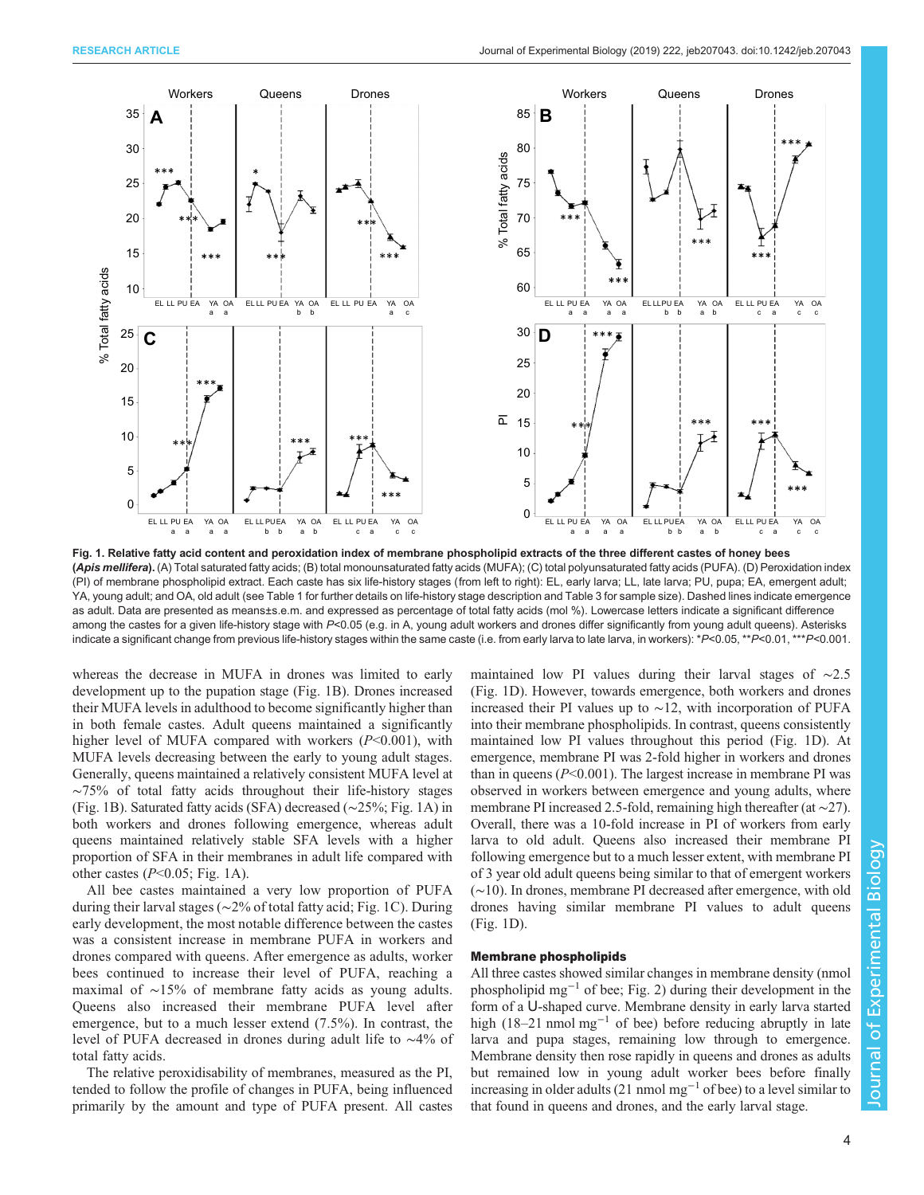**Fig. 1. Relative fatty acid content and peroxidation index of membrane phospholipid extracts of the three different castes of honey bees (*Apis mellifera*).** (A) Total saturated fatty acids; (B) total monounsaturated fatty acids (MUFA); (C) total polyunsaturated fatty acids (PUFA). (D) Peroxidation index (PI) of membrane phospholipid extract. Each caste has six life-history stages (from left to right): EL, early larva; LL, late larva; PU, pupa; EA, emergent adult; YA, young adult; and OA, old adult (see Table 1 for further details on life-history stage description and Table 3 for sample size). Dashed lines indicate emergence as adult. Data are presented as means±s.e.m. and expressed as percentage of total fatty acids (mol %). Lowercase letters indicate a significant difference among the castes for a given life-history stage with $P<0.05$ (e.g. in A, young adult workers and drones differ significantly from young adult queens). Asterisks indicate a significant change from previous life-history stages within the same caste (i.e. from early larva to late larva, in workers): \*$P<0.05$, \*\*$P<0.01$, \*\*\*$P<0.001$.

whereas the decrease in MUFA in drones was limited to early development up to the pupation stage (Fig. 1B). Drones increased their MUFA levels in adulthood to become significantly higher than in both female castes. Adult queens maintained a significantly higher level of MUFA compared with workers ($P<0.001$), with MUFA levels decreasing between the early to young adult stages. Generally, queens maintained a relatively consistent MUFA level at ∼75% of total fatty acids throughout their life-history stages (Fig. 1B). Saturated fatty acids (SFA) decreased (∼25%; Fig. 1A) in both workers and drones following emergence, whereas adult queens maintained relatively stable SFA levels with a higher proportion of SFA in their membranes in adult life compared with other castes ($P<0.05$; Fig. 1A).

All bee castes maintained a very low proportion of PUFA during their larval stages (∼2% of total fatty acid; Fig. 1C). During early development, the most notable difference between the castes was a consistent increase in membrane PUFA in workers and drones compared with queens. After emergence as adults, worker bees continued to increase their level of PUFA, reaching a maximal of ∼15% of membrane fatty acids as young adults. Queens also increased their membrane PUFA level after emergence, but to a much lesser extend (7.5%). In contrast, the level of PUFA decreased in drones during adult life to ∼4% of total fatty acids.

The relative peroxidisability of membranes, measured as the PI, tended to follow the profile of changes in PUFA, being influenced primarily by the amount and type of PUFA present. All castes maintained low PI values during their larval stages of ∼2.5 (Fig. 1D). However, towards emergence, both workers and drones increased their PI values up to ∼12, with incorporation of PUFA into their membrane phospholipids. In contrast, queens consistently maintained low PI values throughout this period (Fig. 1D). At emergence, membrane PI was 2-fold higher in workers and drones than in queens ($P<0.001$). The largest increase in membrane PI was observed in workers between emergence and young adults, where membrane PI increased 2.5-fold, remaining high thereafter (at ∼27). Overall, there was a 10-fold increase in PI of workers from early larva to old adult. Queens also increased their membrane PI following emergence but to a much lesser extent, with membrane PI of 3 year old adult queens being similar to that of emergent workers (∼10). In drones, membrane PI decreased after emergence, with old drones having similar membrane PI values to adult queens (Fig. 1D).

### Membrane phospholipids

All three castes showed similar changes in membrane density (nmol phospholipid $mg^{-1}$ of bee; Fig. 2) during their development in the form of a U-shaped curve. Membrane density in early larva started high (18–21 nmol $mg^{-1}$ of bee) before reducing abruptly in late larva and pupa stages, remaining low through to emergence. Membrane density then rose rapidly in queens and drones as adults but remained low in young adult worker bees before finally increasing in older adults (21 nmol $mg^{-1}$ of bee) to a level similar to that found in queens and drones, and the early larval stage.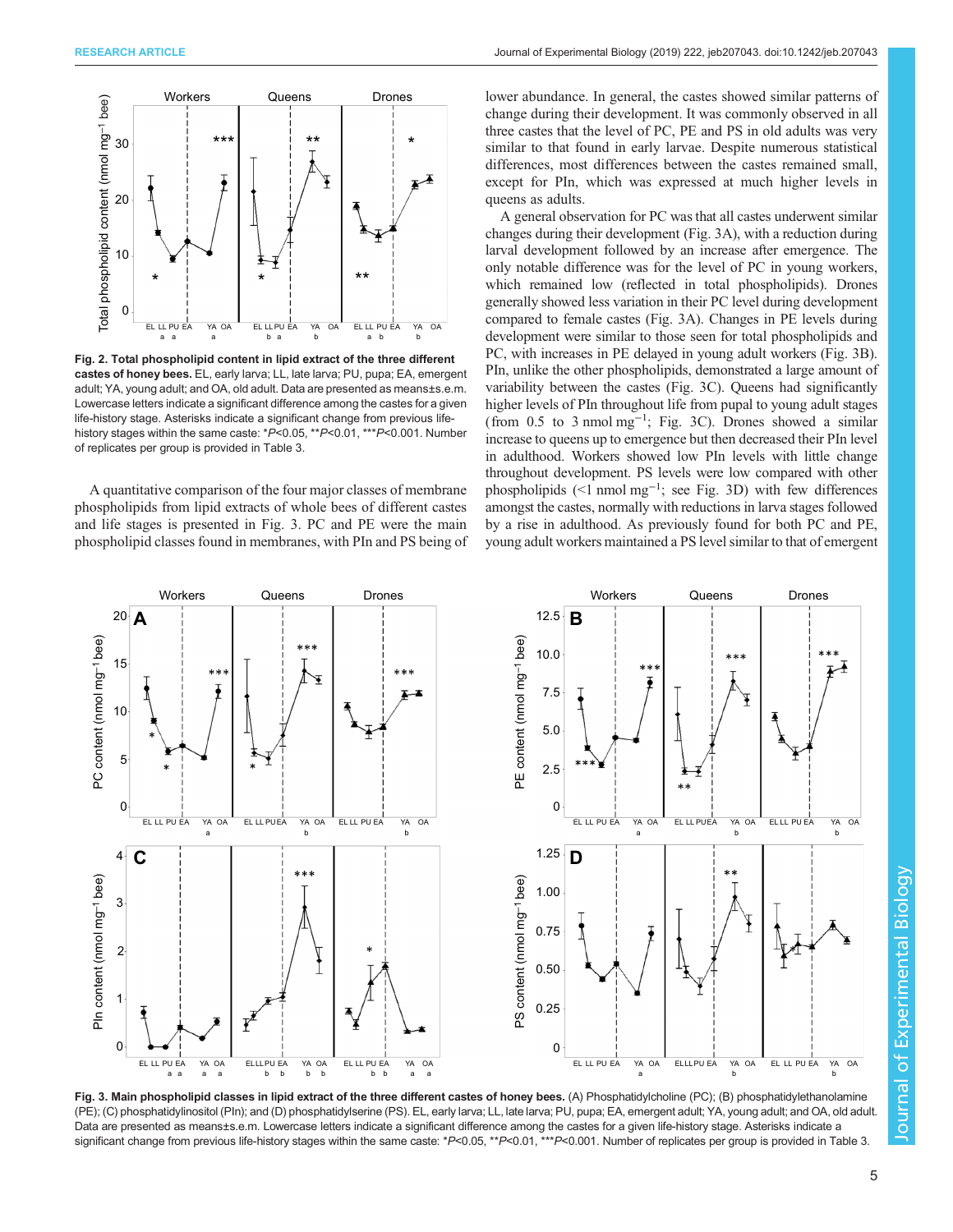Fig. 2. **Total phospholipid content in lipid extract of the three different castes of honey bees.** EL, early larva; LL, late larva; PU, pupa; EA, emergent adult; YA, young adult; and OA, old adult. Data are presented as means±s.e.m. Lowercase letters indicate a significant difference among the castes for a given life-history stage. Asterisks indicate a significant change from previous life-history stages within the same caste: *P<0.05, **P<0.01, ***P<0.001. Number of replicates per group is provided in Table 3.

A quantitative comparison of the four major classes of membrane phospholipids from lipid extracts of whole bees of different castes and life stages is presented in Fig. 3. PC and PE were the main phospholipid classes found in membranes, with PIn and PS being of lower abundance. In general, the castes showed similar patterns of change during their development. It was commonly observed in all three castes that the level of PC, PE and PS in old adults was very similar to that found in early larvae. Despite numerous statistical differences, most differences between the castes remained small, except for PIn, which was expressed at much higher levels in queens as adults.

A general observation for PC was that all castes underwent similar changes during their development (Fig. 3A), with a reduction during larval development followed by an increase after emergence. The only notable difference was for the level of PC in young workers, which remained low (reflected in total phospholipids). Drones generally showed less variation in their PC level during development compared to female castes (Fig. 3A). Changes in PE levels during development were similar to those seen for total phospholipids and PC, with increases in PE delayed in young adult workers (Fig. 3B). PIn, unlike the other phospholipids, demonstrated a large amount of variability between the castes (Fig. 3C). Queens had significantly higher levels of PIn throughout life from pupal to young adult stages (from 0.5 to 3 nmol $mg^{-1}$; Fig. 3C). Drones showed a similar increase to queens up to emergence but then decreased their PIn level in adulthood. Workers showed low PIn levels with little change throughout development. PS levels were low compared with other phospholipids (<1 nmol $mg^{-1}$; see Fig. 3D) with few differences amongst the castes, normally with reductions in larva stages followed by a rise in adulthood. As previously found for both PC and PE, young adult workers maintained a PS level similar to that of emergent

Fig. 3. **Main phospholipid classes in lipid extract of the three different castes of honey bees.** (A) Phosphatidylcholine (PC); (B) phosphatidylethanolamine (PE); (C) phosphatidylinositol (PIn); and (D) phosphatidylserine (PS). EL, early larva; LL, late larva; PU, pupa; EA, emergent adult; YA, young adult; and OA, old adult. Data are presented as means±s.e.m. Lowercase letters indicate a significant difference among the castes for a given life-history stage. Asterisks indicate a significant change from previous life-history stages within the same caste: *P<0.05, **P<0.01, ***P<0.001. Number of replicates per group is provided in Table 3.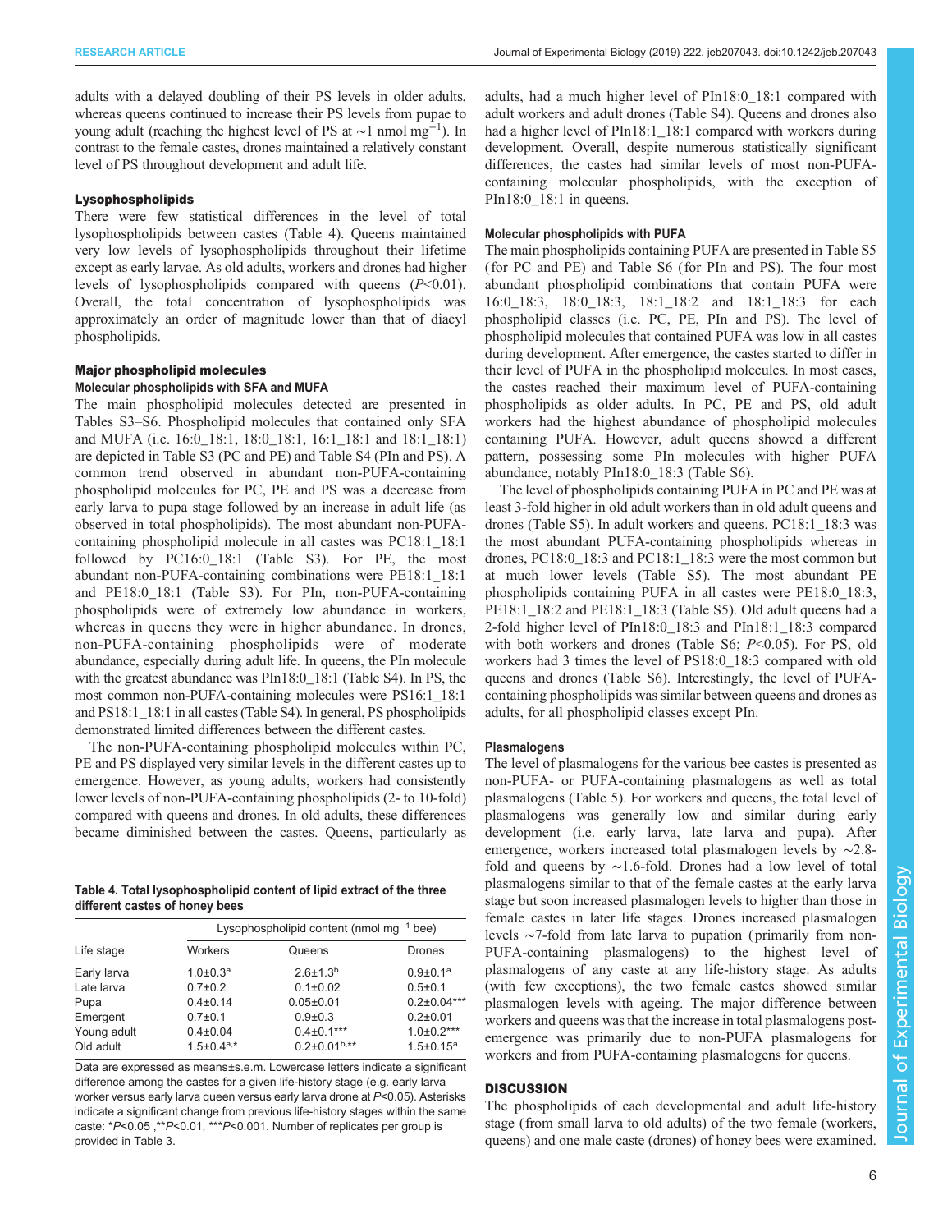adults with a delayed doubling of their PS levels in older adults, whereas queens continued to increase their PS levels from pupae to young adult (reaching the highest level of PS at ~1 nmol mg$^{-1}$). In contrast to the female castes, drones maintained a relatively constant level of PS throughout development and adult life.

### Lysophospholipids

There were few statistical differences in the level of total lysophospholipids between castes (Table 4). Queens maintained very low levels of lysophospholipids throughout their lifetime except as early larvae. As old adults, workers and drones had higher levels of lysophospholipids compared with queens ($P$<0.01). Overall, the total concentration of lysophospholipids was approximately an order of magnitude lower than that of diacyl phospholipids.

### Major phospholipid molecules

#### Molecular phospholipids with SFA and MUFA

The main phospholipid molecules detected are presented in Tables S3–S6. Phospholipid molecules that contained only SFA and MUFA (i.e. 16:0_18:1, 18:0_18:1, 16:1_18:1 and 18:1_18:1) are depicted in Table S3 (PC and PE) and Table S4 (PIn and PS). A common trend observed in abundant non-PUFA-containing phospholipid molecules for PC, PE and PS was a decrease from early larva to pupa stage followed by an increase in adult life (as observed in total phospholipids). The most abundant non-PUFA-containing phospholipid molecule in all castes was PC18:1_18:1 followed by PC16:0_18:1 (Table S3). For PE, the most abundant non-PUFA-containing combinations were PE18:1_18:1 and PE18:0_18:1 (Table S3). For PIn, non-PUFA-containing phospholipids were of extremely low abundance in workers, whereas in queens they were in higher abundance. In drones, non-PUFA-containing phospholipids were of moderate abundance, especially during adult life. In queens, the PIn molecule with the greatest abundance was PIn18:0_18:1 (Table S4). In PS, the most common non-PUFA-containing molecules were PS16:1_18:1 and PS18:1_18:1 in all castes (Table S4). In general, PS phospholipids demonstrated limited differences between the different castes.

The non-PUFA-containing phospholipid molecules within PC, PE and PS displayed very similar levels in the different castes up to emergence. However, as young adults, workers had consistently lower levels of non-PUFA-containing phospholipids (2- to 10-fold) compared with queens and drones. In old adults, these differences became diminished between the castes. Queens, particularly as adults, had a much higher level of PIn18:0_18:1 compared with adult workers and adult drones (Table S4). Queens and drones also had a higher level of PIn18:1_18:1 compared with workers during development. Overall, despite numerous statistically significant differences, the castes had similar levels of most non-PUFA-containing molecular phospholipids, with the exception of PIn18:0_18:1 in queens.

**Table 4. Total lysophospholipid content of lipid extract of the three different castes of honey bees**

| | Lysophospholipid content (nmol mg$^{-1}$ bee) | | |
|---|---|---|---|
| Life stage | Workers | Queens | Drones |
| Early larva | 1.0±0.3$^{a}$ | 2.6±1.3$^{b}$ | 0.9±0.1$^{a}$ |
| Late larva | 0.7±0.2 | 0.1±0.02 | 0.5±0.1 |
| Pupa | 0.4±0.14 | 0.05±0.01 | 0.2±0.04*** |
| Emergent | 0.7±0.1 | 0.9±0.3 | 0.2±0.01 |
| Young adult | 0.4±0.04 | 0.4±0.1*** | 1.0±0.2*** |
| Old adult | 1.5±0.4$^{a,}$* | 0.2±0.01$^{b,}$** | 1.5±0.15$^{a}$ |

Data are expressed as means±s.e.m. Lowercase letters indicate a significant difference among the castes for a given life-history stage (e.g. early larva worker versus early larva queen versus early larva drone at $P$<0.05). Asterisks indicate a significant change from previous life-history stages within the same caste: *$P$<0.05 ,**$P$<0.01, ***$P$<0.001. Number of replicates per group is provided in Table 3.

#### Molecular phospholipids with PUFA

The main phospholipids containing PUFA are presented in Table S5 (for PC and PE) and Table S6 (for PIn and PS). The four most abundant phospholipid combinations that contain PUFA were 16:0_18:3, 18:0_18:3, 18:1_18:2 and 18:1_18:3 for each phospholipid classes (i.e. PC, PE, PIn and PS). The level of phospholipid molecules that contained PUFA was low in all castes during development. After emergence, the castes started to differ in their level of PUFA in the phospholipid molecules. In most cases, the castes reached their maximum level of PUFA-containing phospholipids as older adults. In PC, PE and PS, old adult workers had the highest abundance of phospholipid molecules containing PUFA. However, adult queens showed a different pattern, possessing some PIn molecules with higher PUFA abundance, notably PIn18:0_18:3 (Table S6).

The level of phospholipids containing PUFA in PC and PE was at least 3-fold higher in old adult workers than in old adult queens and drones (Table S5). In adult workers and queens, PC18:1_18:3 was the most abundant PUFA-containing phospholipids whereas in drones, PC18:0_18:3 and PC18:1_18:3 were the most common but at much lower levels (Table S5). The most abundant PE phospholipids containing PUFA in all castes were PE18:0_18:3, PE18:1_18:2 and PE18:1_18:3 (Table S5). Old adult queens had a 2-fold higher level of PIn18:0_18:3 and PIn18:1_18:3 compared with both workers and drones (Table S6; $P$<0.05). For PS, old workers had 3 times the level of PS18:0_18:3 compared with old queens and drones (Table S6). Interestingly, the level of PUFA-containing phospholipids was similar between queens and drones as adults, for all phospholipid classes except PIn.

### Plasmalogens

The level of plasmalogens for the various bee castes is presented as non-PUFA- or PUFA-containing plasmalogens as well as total plasmalogens (Table 5). For workers and queens, the total level of plasmalogens was generally low and similar during early development (i.e. early larva, late larva and pupa). After emergence, workers increased total plasmalogen levels by ~2.8-fold and queens by ~1.6-fold. Drones had a low level of total plasmalogens similar to that of the female castes at the early larva stage but soon increased plasmalogen levels to higher than those in female castes in later life stages. Drones increased plasmalogen levels ~7-fold from late larva to pupation (primarily from non-PUFA-containing plasmalogens) to the highest level of plasmalogens of any caste at any life-history stage. As adults (with few exceptions), the two female castes showed similar plasmalogen levels with ageing. The major difference between workers and queens was that the increase in total plasmalogens post-emergence was primarily due to non-PUFA plasmalogens for workers and from PUFA-containing plasmalogens for queens.

## DISCUSSION

The phospholipids of each developmental and adult life-history stage (from small larva to old adults) of the two female (workers, queens) and one male caste (drones) of honey bees were examined.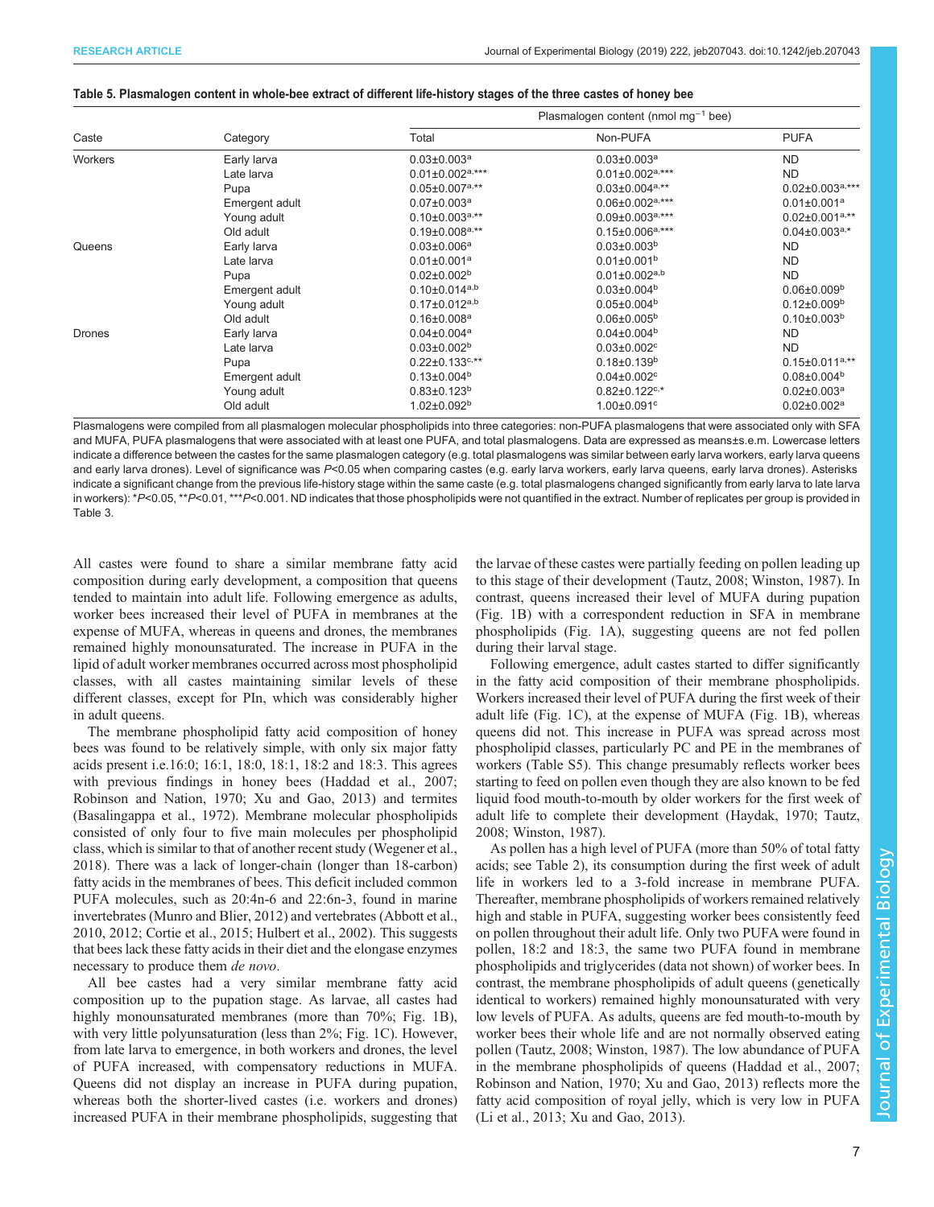**Table 5. Plasmalogen content in whole-bee extract of different life-history stages of the three castes of honey bee**

| Caste | Category | Plasmalogen content (nmol $mg^{-1}$ bee) | | |
|---|---|---|---|---|
| | | Total | Non-PUFA | PUFA |
| Workers | Early larva | 0.03±0.003$^{a}$ | 0.03±0.003$^{a}$ | ND |
| | Late larva | 0.01±0.002$^{a,***}$ | 0.01±0.002$^{a,***}$ | ND |
| | Pupa | 0.05±0.007$^{a,**}$ | 0.03±0.004$^{a,**}$ | 0.02±0.003$^{a,***}$ |
| | Emergent adult | 0.07±0.003$^{a}$ | 0.06±0.002$^{a,***}$ | 0.01±0.001$^{a}$ |
| | Young adult | 0.10±0.003$^{a,**}$ | 0.09±0.003$^{a,***}$ | 0.02±0.001$^{a,**}$ |
| | Old adult | 0.19±0.008$^{a,**}$ | 0.15±0.006$^{a,***}$ | 0.04±0.003$^{a,*}$ |
| Queens | Early larva | 0.03±0.006$^{a}$ | 0.03±0.003$^{b}$ | ND |
| | Late larva | 0.01±0.001$^{a}$ | 0.01±0.001$^{b}$ | ND |
| | Pupa | 0.02±0.002$^{b}$ | 0.01±0.002$^{a,b}$ | ND |
| | Emergent adult | 0.10±0.014$^{a,b}$ | 0.03±0.004$^{b}$ | 0.06±0.009$^{b}$ |
| | Young adult | 0.17±0.012$^{a,b}$ | 0.05±0.004$^{b}$ | 0.12±0.009$^{b}$ |
| | Old adult | 0.16±0.008$^{a}$ | 0.06±0.005$^{b}$ | 0.10±0.003$^{b}$ |
| Drones | Early larva | 0.04±0.004$^{a}$ | 0.04±0.004$^{b}$ | ND |
| | Late larva | 0.03±0.002$^{b}$ | 0.03±0.002$^{c}$ | ND |
| | Pupa | 0.22±0.133$^{c,**}$ | 0.18±0.139$^{b}$ | 0.15±0.011$^{a,**}$ |
| | Emergent adult | 0.13±0.004$^{b}$ | 0.04±0.002$^{c}$ | 0.08±0.004$^{b}$ |
| | Young adult | 0.83±0.123$^{b}$ | 0.82±0.122$^{c,*}$ | 0.02±0.003$^{a}$ |
| | Old adult | 1.02±0.092$^{b}$ | 1.00±0.091$^{c}$ | 0.02±0.002$^{a}$ |

Plasmalogens were compiled from all plasmalogen molecular phospholipids into three categories: non-PUFA plasmalogens that were associated only with SFA and MUFA, PUFA plasmalogens that were associated with at least one PUFA, and total plasmalogens. Data are expressed as means±s.e.m. Lowercase letters indicate a difference between the castes for the same plasmalogen category (e.g. total plasmalogens was similar between early larva workers, early larva queens and early larva drones). Level of significance was $P<0.05$ when comparing castes (e.g. early larva workers, early larva queens, early larva drones). Asterisks indicate a significant change from the previous life-history stage within the same caste (e.g. total plasmalogens changed significantly from early larva to late larva in workers): $^{*}P<0.05$, $^{**}P<0.01$, $^{***}P<0.001$. ND indicates that those phospholipids were not quantified in the extract. Number of replicates per group is provided in Table 3.

All castes were found to share a similar membrane fatty acid composition during early development, a composition that queens tended to maintain into adult life. Following emergence as adults, worker bees increased their level of PUFA in membranes at the expense of MUFA, whereas in queens and drones, the membranes remained highly monounsaturated. The increase in PUFA in the lipid of adult worker membranes occurred across most phospholipid classes, with all castes maintaining similar levels of these different classes, except for PIn, which was considerably higher in adult queens.

The membrane phospholipid fatty acid composition of honey bees was found to be relatively simple, with only six major fatty acids present i.e.16:0; 16:1, 18:0, 18:1, 18:2 and 18:3. This agrees with previous findings in honey bees (Haddad et al., 2007; Robinson and Nation, 1970; Xu and Gao, 2013) and termites (Basalingappa et al., 1972). Membrane molecular phospholipids consisted of only four to five main molecules per phospholipid class, which is similar to that of another recent study (Wegener et al., 2018). There was a lack of longer-chain (longer than 18-carbon) fatty acids in the membranes of bees. This deficit included common PUFA molecules, such as 20:4n-6 and 22:6n-3, found in marine invertebrates (Munro and Blier, 2012) and vertebrates (Abbott et al., 2010, 2012; Cortie et al., 2015; Hulbert et al., 2002). This suggests that bees lack these fatty acids in their diet and the elongase enzymes necessary to produce them *de novo*.

All bee castes had a very similar membrane fatty acid composition up to the pupation stage. As larvae, all castes had highly monounsaturated membranes (more than 70%; Fig. 1B), with very little polyunsaturation (less than 2%; Fig. 1C). However, from late larva to emergence, in both workers and drones, the level of PUFA increased, with compensatory reductions in MUFA. Queens did not display an increase in PUFA during pupation, whereas both the shorter-lived castes (i.e. workers and drones) increased PUFA in their membrane phospholipids, suggesting that the larvae of these castes were partially feeding on pollen leading up to this stage of their development (Tautz, 2008; Winston, 1987). In contrast, queens increased their level of MUFA during pupation (Fig. 1B) with a correspondent reduction in SFA in membrane phospholipids (Fig. 1A), suggesting queens are not fed pollen during their larval stage.

Following emergence, adult castes started to differ significantly in the fatty acid composition of their membrane phospholipids. Workers increased their level of PUFA during the first week of their adult life (Fig. 1C), at the expense of MUFA (Fig. 1B), whereas queens did not. This increase in PUFA was spread across most phospholipid classes, particularly PC and PE in the membranes of workers (Table S5). This change presumably reflects worker bees starting to feed on pollen even though they are also known to be fed liquid food mouth-to-mouth by older workers for the first week of adult life to complete their development (Haydak, 1970; Tautz, 2008; Winston, 1987).

As pollen has a high level of PUFA (more than 50% of total fatty acids; see Table 2), its consumption during the first week of adult life in workers led to a 3-fold increase in membrane PUFA. Thereafter, membrane phospholipids of workers remained relatively high and stable in PUFA, suggesting worker bees consistently feed on pollen throughout their adult life. Only two PUFA were found in pollen, 18:2 and 18:3, the same two PUFA found in membrane phospholipids and triglycerides (data not shown) of worker bees. In contrast, the membrane phospholipids of adult queens (genetically identical to workers) remained highly monounsaturated with very low levels of PUFA. As adults, queens are fed mouth-to-mouth by worker bees their whole life and are not normally observed eating pollen (Tautz, 2008; Winston, 1987). The low abundance of PUFA in the membrane phospholipids of queens (Haddad et al., 2007; Robinson and Nation, 1970; Xu and Gao, 2013) reflects more the fatty acid composition of royal jelly, which is very low in PUFA (Li et al., 2013; Xu and Gao, 2013).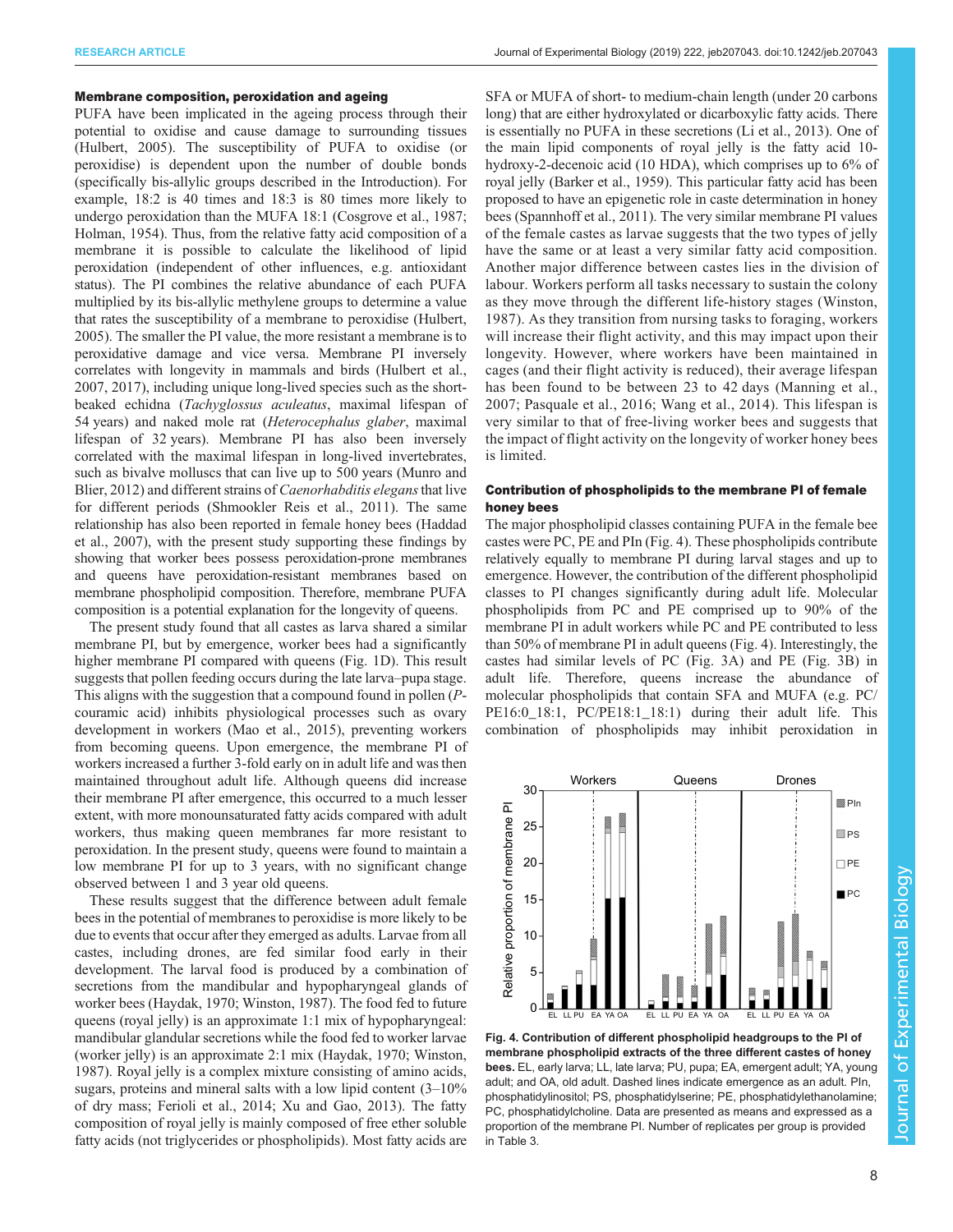### Membrane composition, peroxidation and ageing

PUFA have been implicated in the ageing process through their potential to oxidise and cause damage to surrounding tissues (Hulbert, 2005). The susceptibility of PUFA to oxidise (or peroxidise) is dependent upon the number of double bonds (specifically bis-allylic groups described in the Introduction). For example, 18:2 is 40 times and 18:3 is 80 times more likely to undergo peroxidation than the MUFA 18:1 (Cosgrove et al., 1987; Holman, 1954). Thus, from the relative fatty acid composition of a membrane it is possible to calculate the likelihood of lipid peroxidation (independent of other influences, e.g. antioxidant status). The PI combines the relative abundance of each PUFA multiplied by its bis-allylic methylene groups to determine a value that rates the susceptibility of a membrane to peroxidise (Hulbert, 2005). The smaller the PI value, the more resistant a membrane is to peroxidative damage and vice versa. Membrane PI inversely correlates with longevity in mammals and birds (Hulbert et al., 2007, 2017), including unique long-lived species such as the short-beaked echidna (*Tachyglossus aculeatus*, maximal lifespan of 54 years) and naked mole rat (*Heterocephalus glaber*, maximal lifespan of 32 years). Membrane PI has also been inversely correlated with the maximal lifespan in long-lived invertebrates, such as bivalve molluscs that can live up to 500 years (Munro and Blier, 2012) and different strains of *Caenorhabditis elegans* that live for different periods (Shmookler Reis et al., 2011). The same relationship has also been reported in female honey bees (Haddad et al., 2007), with the present study supporting these findings by showing that worker bees possess peroxidation-prone membranes and queens have peroxidation-resistant membranes based on membrane phospholipid composition. Therefore, membrane PUFA composition is a potential explanation for the longevity of queens.

The present study found that all castes as larva shared a similar membrane PI, but by emergence, worker bees had a significantly higher membrane PI compared with queens (Fig. 1D). This result suggests that pollen feeding occurs during the late larva–pupa stage. This aligns with the suggestion that a compound found in pollen (*P*-couramic acid) inhibits physiological processes such as ovary development in workers (Mao et al., 2015), preventing workers from becoming queens. Upon emergence, the membrane PI of workers increased a further 3-fold early on in adult life and was then maintained throughout adult life. Although queens did increase their membrane PI after emergence, this occurred to a much lesser extent, with more monounsaturated fatty acids compared with adult workers, thus making queen membranes far more resistant to peroxidation. In the present study, queens were found to maintain a low membrane PI for up to 3 years, with no significant change observed between 1 and 3 year old queens.

These results suggest that the difference between adult female bees in the potential of membranes to peroxidise is more likely to be due to events that occur after they emerged as adults. Larvae from all castes, including drones, are fed similar food early in their development. The larval food is produced by a combination of secretions from the mandibular and hypopharyngeal glands of worker bees (Haydak, 1970; Winston, 1987). The food fed to future queens (royal jelly) is an approximate 1:1 mix of hypopharyngeal: mandibular glandular secretions while the food fed to worker larvae (worker jelly) is an approximate 2:1 mix (Haydak, 1970; Winston, 1987). Royal jelly is a complex mixture consisting of amino acids, sugars, proteins and mineral salts with a low lipid content (3–10% of dry mass; Ferioli et al., 2014; Xu and Gao, 2013). The fatty composition of royal jelly is mainly composed of free ether soluble fatty acids (not triglycerides or phospholipids). Most fatty acids are SFA or MUFA of short- to medium-chain length (under 20 carbons long) that are either hydroxylated or dicarboxylic fatty acids. There is essentially no PUFA in these secretions (Li et al., 2013). One of the main lipid components of royal jelly is the fatty acid 10-hydroxy-2-decenoic acid (10 HDA), which comprises up to 6% of royal jelly (Barker et al., 1959). This particular fatty acid has been proposed to have an epigenetic role in caste determination in honey bees (Spannhoff et al., 2011). The very similar membrane PI values of the female castes as larvae suggests that the two types of jelly have the same or at least a very similar fatty acid composition. Another major difference between castes lies in the division of labour. Workers perform all tasks necessary to sustain the colony as they move through the different life-history stages (Winston, 1987). As they transition from nursing tasks to foraging, workers will increase their flight activity, and this may impact upon their longevity. However, where workers have been maintained in cages (and their flight activity is reduced), their average lifespan has been found to be between 23 to 42 days (Manning et al., 2007; Pasquale et al., 2016; Wang et al., 2014). This lifespan is very similar to that of free-living worker bees and suggests that the impact of flight activity on the longevity of worker honey bees is limited.

### Contribution of phospholipids to the membrane PI of female honey bees

The major phospholipid classes containing PUFA in the female bee castes were PC, PE and PIn (Fig. 4). These phospholipids contribute relatively equally to membrane PI during larval stages and up to emergence. However, the contribution of the different phospholipid classes to PI changes significantly during adult life. Molecular phospholipids from PC and PE comprised up to 90% of the membrane PI in adult workers while PC and PE contributed to less than 50% of membrane PI in adult queens (Fig. 4). Interestingly, the castes had similar levels of PC (Fig. 3A) and PE (Fig. 3B) in adult life. Therefore, queens increase the abundance of molecular phospholipids that contain SFA and MUFA (e.g. PC/PE16:0_18:1, PC/PE18:1_18:1) during their adult life. This combination of phospholipids may inhibit peroxidation in

**Fig. 4. Contribution of different phospholipid headgroups to the PI of membrane phospholipid extracts of the three different castes of honey bees.** EL, early larva; LL, late larva; PU, pupa; EA, emergent adult; YA, young adult; and OA, old adult. Dashed lines indicate emergence as an adult. PIn, phosphatidylinositol; PS, phosphatidylserine; PE, phosphatidylethanolamine; PC, phosphatidylcholine. Data are presented as means and expressed as a proportion of the membrane PI. Number of replicates per group is provided in Table 3.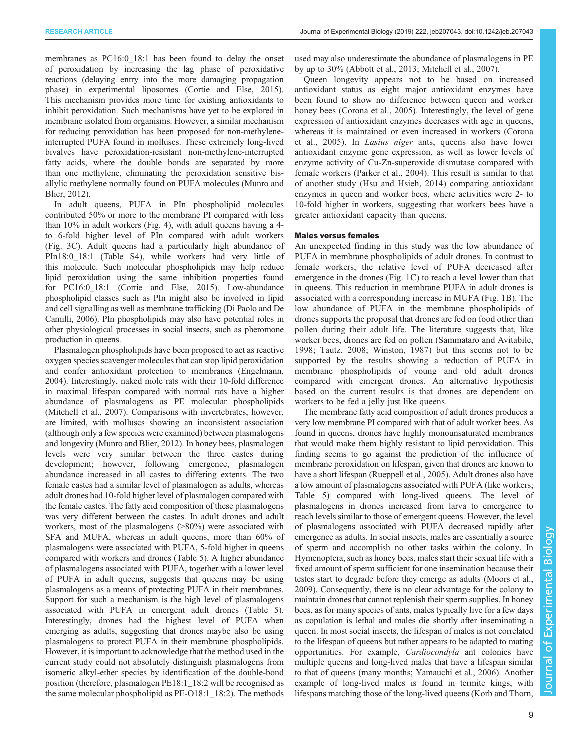membranes as PC16:0_18:1 has been found to delay the onset of peroxidation by increasing the lag phase of peroxidative reactions (delaying entry into the more damaging propagation phase) in experimental liposomes (Cortie and Else, 2015). This mechanism provides more time for existing antioxidants to inhibit peroxidation. Such mechanisms have yet to be explored in membrane isolated from organisms. However, a similar mechanism for reducing peroxidation has been proposed for non-methylene-interrupted PUFA found in molluscs. These extremely long-lived bivalves have peroxidation-resistant non-methylene-interrupted fatty acids, where the double bonds are separated by more than one methylene, eliminating the peroxidation sensitive bis-allylic methylene normally found on PUFA molecules (Munro and Blier, 2012).

In adult queens, PUFA in PIn phospholipid molecules contributed 50% or more to the membrane PI compared with less than 10% in adult workers (Fig. 4), with adult queens having a 4- to 6-fold higher level of PIn compared with adult workers (Fig. 3C). Adult queens had a particularly high abundance of PIn18:0_18:1 (Table S4), while workers had very little of this molecule. Such molecular phospholipids may help reduce lipid peroxidation using the same inhibition properties found for PC16:0_18:1 (Cortie and Else, 2015). Low-abundance phospholipid classes such as PIn might also be involved in lipid and cell signalling as well as membrane trafficking (Di Paolo and De Camilli, 2006). PIn phospholipids may also have potential roles in other physiological processes in social insects, such as pheromone production in queens.

Plasmalogen phospholipids have been proposed to act as reactive oxygen species scavenger molecules that can stop lipid peroxidation and confer antioxidant protection to membranes (Engelmann, 2004). Interestingly, naked mole rats with their 10-fold difference in maximal lifespan compared with normal rats have a higher abundance of plasmalogens as PE molecular phospholipids (Mitchell et al., 2007). Comparisons with invertebrates, however, are limited, with molluscs showing an inconsistent association (although only a few species were examined) between plasmalogens and longevity (Munro and Blier, 2012). In honey bees, plasmalogen levels were very similar between the three castes during development; however, following emergence, plasmalogen abundance increased in all castes to differing extents. The two female castes had a similar level of plasmalogen as adults, whereas adult drones had 10-fold higher level of plasmalogen compared with the female castes. The fatty acid composition of these plasmalogens was very different between the castes. In adult drones and adult workers, most of the plasmalogens (>80%) were associated with SFA and MUFA, whereas in adult queens, more than 60% of plasmalogens were associated with PUFA, 5-fold higher in queens compared with workers and drones (Table 5). A higher abundance of plasmalogens associated with PUFA, together with a lower level of PUFA in adult queens, suggests that queens may be using plasmalogens as a means of protecting PUFA in their membranes. Support for such a mechanism is the high level of plasmalogens associated with PUFA in emergent adult drones (Table 5). Interestingly, drones had the highest level of PUFA when emerging as adults, suggesting that drones maybe also be using plasmalogens to protect PUFA in their membrane phospholipids. However, it is important to acknowledge that the method used in the current study could not absolutely distinguish plasmalogens from isomeric alkyl-ether species by identification of the double-bond position (therefore, plasmalogen PE18:1_18:2 will be recognised as the same molecular phospholipid as PE-O18:1_18:2). The methods used may also underestimate the abundance of plasmalogens in PE by up to 30% (Abbott et al., 2013; Mitchell et al., 2007).

Queen longevity appears not to be based on increased antioxidant status as eight major antioxidant enzymes have been found to show no difference between queen and worker honey bees (Corona et al., 2005). Interestingly, the level of gene expression of antioxidant enzymes decreases with age in queens, whereas it is maintained or even increased in workers (Corona et al., 2005). In *Lasius niger* ants, queens also have lower antioxidant enzyme gene expression, as well as lower levels of enzyme activity of Cu-Zn-superoxide dismutase compared with female workers (Parker et al., 2004). This result is similar to that of another study (Hsu and Hsieh, 2014) comparing antioxidant enzymes in queen and worker bees, where activities were 2- to 10-fold higher in workers, suggesting that workers bees have a greater antioxidant capacity than queens.

### Males versus females

An unexpected finding in this study was the low abundance of PUFA in membrane phospholipids of adult drones. In contrast to female workers, the relative level of PUFA decreased after emergence in the drones (Fig. 1C) to reach a level lower than that in queens. This reduction in membrane PUFA in adult drones is associated with a corresponding increase in MUFA (Fig. 1B). The low abundance of PUFA in the membrane phospholipids of drones supports the proposal that drones are fed on food other than pollen during their adult life. The literature suggests that, like worker bees, drones are fed on pollen (Sammataro and Avitabile, 1998; Tautz, 2008; Winston, 1987) but this seems not to be supported by the results showing a reduction of PUFA in membrane phospholipids of young and old adult drones compared with emergent drones. An alternative hypothesis based on the current results is that drones are dependent on workers to be fed a jelly just like queens.

The membrane fatty acid composition of adult drones produces a very low membrane PI compared with that of adult worker bees. As found in queens, drones have highly monounsaturated membranes that would make them highly resistant to lipid peroxidation. This finding seems to go against the prediction of the influence of membrane peroxidation on lifespan, given that drones are known to have a short lifespan (Rueppell et al., 2005). Adult drones also have a low amount of plasmalogens associated with PUFA (like workers; Table 5) compared with long-lived queens. The level of plasmalogens in drones increased from larva to emergence to reach levels similar to those of emergent queens. However, the level of plasmalogens associated with PUFA decreased rapidly after emergence as adults. In social insects, males are essentially a source of sperm and accomplish no other tasks within the colony. In Hymenoptera, such as honey bees, males start their sexual life with a fixed amount of sperm sufficient for one insemination because their testes start to degrade before they emerge as adults (Moors et al., 2009). Consequently, there is no clear advantage for the colony to maintain drones that cannot replenish their sperm supplies. In honey bees, as for many species of ants, males typically live for a few days as copulation is lethal and males die shortly after inseminating a queen. In most social insects, the lifespan of males is not correlated to the lifespan of queens but rather appears to be adapted to mating opportunities. For example, *Cardiocondyla* ant colonies have multiple queens and long-lived males that have a lifespan similar to that of queens (many months; Yamauchi et al., 2006). Another example of long-lived males is found in termite kings, with lifespans matching those of the long-lived queens (Korb and Thorn,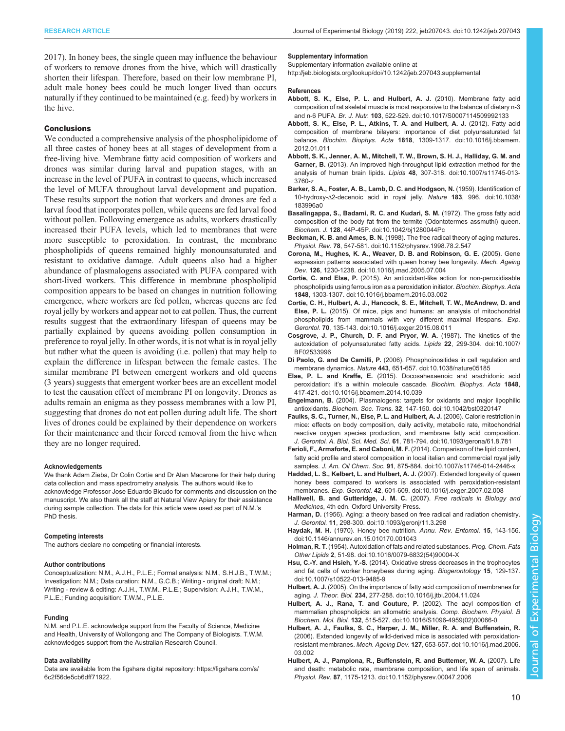2017). In honey bees, the single queen may influence the behaviour of workers to remove drones from the hive, which will drastically shorten their lifespan. Therefore, based on their low membrane PI, adult male honey bees could be much longer lived than occurs naturally if they continued to be maintained (e.g. feed) by workers in the hive.

## Conclusions

We conducted a comprehensive analysis of the phospholipidome of all three castes of honey bees at all stages of development from a free-living hive. Membrane fatty acid composition of workers and drones was similar during larval and pupation stages, with an increase in the level of PUFA in contrast to queens, which increased the level of MUFA throughout larval development and pupation. These results support the notion that workers and drones are fed a larval food that incorporates pollen, while queens are fed larval food without pollen. Following emergence as adults, workers drastically increased their PUFA levels, which led to membranes that were more susceptible to peroxidation. In contrast, the membrane phospholipids of queens remained highly monounsaturated and resistant to oxidative damage. Adult queens also had a higher abundance of plasmalogens associated with PUFA compared with short-lived workers. This difference in membrane phospholipid composition appears to be based on changes in nutrition following emergence, where workers are fed pollen, whereas queens are fed royal jelly by workers and appear not to eat pollen. Thus, the current results suggest that the extraordinary lifespan of queens may be partially explained by queens avoiding pollen consumption in preference to royal jelly. In other words, it is not what is in royal jelly but rather what the queen is avoiding (i.e. pollen) that may help to explain the difference in lifespan between the female castes. The similar membrane PI between emergent workers and old queens (3 years) suggests that emergent worker bees are an excellent model to test the causation effect of membrane PI on longevity. Drones as adults remain an enigma as they possess membranes with a low PI, suggesting that drones do not eat pollen during adult life. The short lives of drones could be explained by their dependence on workers for their maintenance and their forced removal from the hive when they are no longer required.

#### Acknowledgements

We thank Adam Zieba, Dr Colin Cortie and Dr Alan Macarone for their help during data collection and mass spectrometry analysis. The authors would like to acknowledge Professor Jose Eduardo Bicudo for comments and discussion on the manuscript. We also thank all the staff at Natural View Apiary for their assistance during sample collection. The data for this article were used as part of N.M.'s PhD thesis.

#### Competing interests

The authors declare no competing or financial interests.

#### Author contributions

Conceptualization: N.M., A.J.H., P.L.E.; Formal analysis: N.M., S.H.J.B., T.W.M.; Investigation: N.M.; Data curation: N.M., G.C.B.; Writing - original draft: N.M.; Writing - review & editing: A.J.H., T.W.M., P.L.E.; Supervision: A.J.H., T.W.M., P.L.E.; Funding acquisition: T.W.M., P.L.E.

#### Funding

N.M. and P.L.E. acknowledge support from the Faculty of Science, Medicine and Health, University of Wollongong and The Company of Biologists. T.W.M. acknowledges support from the Australian Research Council.

#### Data availability

Data are available from the figshare digital repository: https://figshare.com/s/6c2f56de5cb6dff71922.

#### Supplementary information

Supplementary information available online at http://jeb.biologists.org/lookup/doi/10.1242/jeb.207043.supplemental

#### References

**Abbott, S. K., Else, P. L. and Hulbert, A. J.** (2010). Membrane fatty acid composition of rat skeletal muscle is most responsive to the balance of dietary n-3 and n-6 PUFA. *Br. J. Nutr.* **103**, 522-529. doi:10.1017/S0007114509992133

**Abbott, S. K., Else, P. L., Atkins, T. A. and Hulbert, A. J.** (2012). Fatty acid composition of membrane bilayers: importance of diet polyunsaturated fat balance. *Biochim. Biophys. Acta* **1818**, 1309-1317. doi:10.1016/j.bbamem.2012.01.011

**Abbott, S. K., Jenner, A. M., Mitchell, T. W., Brown, S. H. J., Halliday, G. M. and Garner, B.** (2013). An improved high-throughput lipid extraction method for the analysis of human brain lipids. *Lipids* **48**, 307-318. doi:10.1007/s11745-013-3760-z

**Barker, S. A., Foster, A. B., Lamb, D. C. and Hodgson, N.** (1959). Identification of 10-hydroxy-Δ2-decenoic acid in royal jelly. *Nature* **183**, 996. doi:10.1038/183996a0

**Basalingappa, S., Badami, R. C. and Kudari, S. M.** (1972). The gross fatty acid composition of the body fat from the termite (Odontotermes assmuthi) queen. *Biochem. J.* **128**, 44P-45P. doi:10.1042/bj1280044Pc

**Beckman, K. B. and Ames, B. N.** (1998). The free radical theory of aging matures. *Physiol. Rev.* **78**, 547-581. doi:10.1152/physrev.1998.78.2.547

**Corona, M., Hughes, K. A., Weaver, D. B. and Robinson, G. E.** (2005). Gene expression patterns associated with queen honey bee longevity. *Mech. Ageing Dev.* **126**, 1230-1238. doi:10.1016/j.mad.2005.07.004

**Cortie, C. and Else, P.** (2015). An antioxidant-like action for non-peroxidisable phospholipids using ferrous iron as a peroxidation initiator. *Biochim. Biophys. Acta* **1848**, 1303-1307. doi:10.1016/j.bbamem.2015.03.002

**Cortie, C. H., Hulbert, A. J., Hancock, S. E., Mitchell, T. W., McAndrew, D. and Else, P. L.** (2015). Of mice, pigs and humans: an analysis of mitochondrial phospholipids from mammals with very different maximal lifespans. *Exp. Gerontol.* **70**, 135-143. doi:10.1016/j.exger.2015.08.011

**Cosgrove, J. P., Church, D. F. and Pryor, W. A.** (1987). The kinetics of the autoxidation of polyunsaturated fatty acids. *Lipids* **22**, 299-304. doi:10.1007/BF02533996

**Di Paolo, G. and De Camilli, P.** (2006). Phosphoinositides in cell regulation and membrane dynamics. *Nature* **443**, 651-657. doi:10.1038/nature05185

**Else, P. L. and Kraffe, E.** (2015). Docosahexaenoic and arachidonic acid peroxidation: it's a within molecule cascade. *Biochim. Biophys. Acta* **1848**, 417-421. doi:10.1016/j.bbamem.2014.10.039

**Engelmann, B.** (2004). Plasmalogens: targets for oxidants and major lipophilic antioxidants. *Biochem. Soc. Trans.* **32**, 147-150. doi:10.1042/bst0320147

**Faulks, S. C., Turner, N., Else, P. L. and Hulbert, A. J.** (2006). Calorie restriction in mice: effects on body composition, daily activity, metabolic rate, mitochondrial reactive oxygen species production, and membrane fatty acid composition. *J. Gerontol. A. Biol. Sci. Med. Sci.* **61**, 781-794. doi:10.1093/gerona/61.8.781

**Ferioli, F., Armaforte, E. and Caboni, M. F.** (2014). Comparison of the lipid content, fatty acid profile and sterol composition in local italian and commercial royal jelly samples. *J. Am. Oil Chem. Soc.* **91**, 875-884. doi:10.1007/s11746-014-2446-x

**Haddad, L. S., Kelbert, L. and Hulbert, A. J.** (2007). Extended longevity of queen honey bees compared to workers is associated with peroxidation-resistant membranes. *Exp. Gerontol.* **42**, 601-609. doi:10.1016/j.exger.2007.02.008

**Halliwell, B. and Gutteridge, J. M. C.** (2007). *Free radicals in Biology and Medicines*, 4th edn. Oxford University Press.

**Harman, D.** (1956). Aging: a theory based on free radical and radiation chemistry. *J. Gerontol.* **11**, 298-300. doi:10.1093/geronj/11.3.298

**Haydak, M. H.** (1970). Honey bee nutrition. *Annu. Rev. Entomol.* **15**, 143-156. doi:10.1146/annurev.en.15.010170.001043

**Holman, R. T.** (1954). Autoxidation of fats and related substances. *Prog. Chem. Fats Other Lipids* **2**, 51-98. doi:10.1016/0079-6832(54)90004-X

**Hsu, C.-Y. and Hsieh, Y.-S.** (2014). Oxidative stress decreases in the trophocytes and fat cells of worker honeybees during aging. *Biogerontology* **15**, 129-137. doi:10.1007/s10522-013-9485-9

**Hulbert, A. J.** (2005). On the importance of fatty acid composition of membranes for aging. *J. Theor. Biol.* **234**, 277-288. doi:10.1016/j.jtbi.2004.11.024

**Hulbert, A. J., Rana, T. and Couture, P.** (2002). The acyl composition of mammalian phospholipids: an allometric analysis. *Comp. Biochem. Physiol. B Biochem. Mol. Biol.* **132**, 515-527. doi:10.1016/S1096-4959(02)00066-0

**Hulbert, A. J., Faulks, S. C., Harper, J. M., Miller, R. A. and Buffenstein, R.** (2006). Extended longevity of wild-derived mice is associated with peroxidation-resistant membranes. *Mech. Ageing Dev.* **127**, 653-657. doi:10.1016/j.mad.2006.03.002

**Hulbert, A. J., Pamplona, R., Buffenstein, R. and Buttemer, W. A.** (2007). Life and death: metabolic rate, membrane composition, and life span of animals. *Physiol. Rev.* **87**, 1175-1213. doi:10.1152/physrev.00047.2006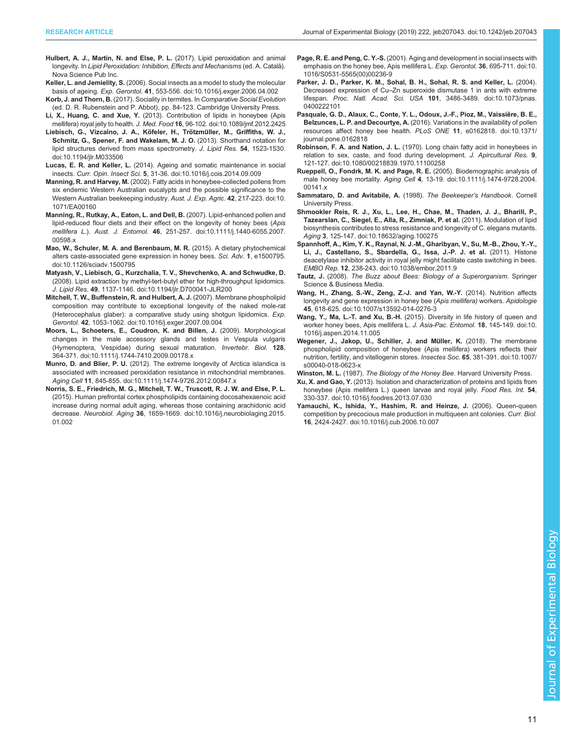**Hulbert, A. J., Martin, N. and Else, P. L.** (2017). Lipid peroxidation and animal longevity. In *Lipid Peroxidation: Inhibition, Effects and Mechanisms* (ed. A. Catalá). Nova Science Pub Inc.

**Keller, L. and Jemielity, S.** (2006). Social insects as a model to study the molecular basis of ageing. *Exp. Gerontol.* **41**, 553-556. doi:10.1016/j.exger.2006.04.002

**Korb, J. and Thorn, B.** (2017). Sociality in termites. In *Comparative Social Evolution* (ed. D. R. Rubenstein and P. Abbot), pp. 84-123. Cambridge University Press.

**Li, X., Huang, C. and Xue, Y.** (2013). Contribution of lipids in honeybee (Apis mellifera) royal jelly to health. *J. Med. Food* **16**, 96-102. doi:10.1089/jmf.2012.2425

**Liebisch, G., Vizcaíno, J. A., Köfeler, H., Trötzmüller, M., Griffiths, W. J., Schmitz, G., Spener, F. and Wakelam, M. J. O.** (2013). Shorthand notation for lipid structures derived from mass spectrometry. *J. Lipid Res.* **54**, 1523-1530. doi:10.1194/jlr.M033506

**Lucas, E. R. and Keller, L.** (2014). Ageing and somatic maintenance in social insects. *Curr. Opin. Insect Sci.* **5**, 31-36. doi:10.1016/j.cois.2014.09.009

**Manning, R. and Harvey, M.** (2002). Fatty acids in honeybee-collected pollens from six endemic Western Australian eucalypts and the possible significance to the Western Australian beekeeping industry. *Aust. J. Exp. Agric.* **42**, 217-223. doi:10.1071/EA00160

**Manning, R., Rutkay, A., Eaton, L. and Dell, B.** (2007). Lipid-enhanced pollen and lipid-reduced flour diets and their effect on the longevity of honey bees (*Apis mellifera L.*). *Aust. J. Entomol.* **46**, 251-257. doi:10.1111/j.1440-6055.2007.00598.x

**Mao, W., Schuler, M. A. and Berenbaum, M. R.** (2015). A dietary phytochemical alters caste-associated gene expression in honey bees. *Sci. Adv.* **1**, e1500795. doi:10.1126/sciadv.1500795

**Matyash, V., Liebisch, G., Kurzchalia, T. V., Shevchenko, A. and Schwudke, D.** (2008). Lipid extraction by methyl-tert-butyl ether for high-throughput lipidomics. *J. Lipid Res.* **49**, 1137-1146. doi:10.1194/jlr.D700041-JLR200

**Mitchell, T. W., Buffenstein, R. and Hulbert, A. J.** (2007). Membrane phospholipid composition may contribute to exceptional longevity of the naked mole-rat (Heterocephalus glaber): a comparative study using shotgun lipidomics. *Exp. Gerontol.* **42**, 1053-1062. doi:10.1016/j.exger.2007.09.004

**Moors, L., Schoeters, E., Coudron, K. and Billen, J.** (2009). Morphological changes in the male accessory glands and testes in Vespula vulgaris (Hymenoptera, Vespidae) during sexual maturation. *Invertebr. Biol.* **128**, 364-371. doi:10.1111/j.1744-7410.2009.00178.x

**Munro, D. and Blier, P. U.** (2012). The extreme longevity of Arctica islandica is associated with increased peroxidation resistance in mitochondrial membranes. *Aging Cell* **11**, 845-855. doi:10.1111/j.1474-9726.2012.00847.x

**Norris, S. E., Friedrich, M. G., Mitchell, T. W., Truscott, R. J. W. and Else, P. L.** (2015). Human prefrontal cortex phospholipids containing docosahexaenoic acid increase during normal adult aging, whereas those containing arachidonic acid decrease. *Neurobiol. Aging* **36**, 1659-1669. doi:10.1016/j.neurobiolaging.2015.01.002

**Page, R. E. and Peng, C. Y.-S.** (2001). Aging and development in social insects with emphasis on the honey bee, Apis mellifera L. *Exp. Gerontol.* **36**, 695-711. doi:10.1016/S0531-5565(00)00236-9

**Parker, J. D., Parker, K. M., Sohal, B. H., Sohal, R. S. and Keller, L.** (2004). Decreased expression of Cu–Zn superoxide dismutase 1 in ants with extreme lifespan. *Proc. Natl. Acad. Sci. USA* **101**, 3486-3489. doi:10.1073/pnas.0400222101

**Pasquale, G. D., Alaux, C., Conte, Y. L., Odoux, J.-F., Pioz, M., Vaissière, B. E., Belzunces, L. P. and Decourtye, A.** (2016). Variations in the availability of pollen resources affect honey bee health. *PLoS ONE* **11**, e0162818. doi:10.1371/journal.pone.0162818

**Robinson, F. A. and Nation, J. L.** (1970). Long chain fatty acid in honeybees in relation to sex, caste, and food during development. *J. Apicultural Res.* **9**, 121-127. doi:10.1080/00218839.1970.11100258

**Rueppell, O., Fondrk, M. K. and Page, R. E.** (2005). Biodemographic analysis of male honey bee mortality. *Aging Cell* **4**, 13-19. doi:10.1111/j.1474-9728.2004.00141.x

**Sammataro, D. and Avitabile, A.** (1998). *The Beekeeper's Handbook*. Cornell University Press.

**Shmookler Reis, R. J., Xu, L., Lee, H., Chae, M., Thaden, J. J., Bharill, P., Tazearslan, C., Siegel, E., Alla, R., Zimniak, P. et al.** (2011). Modulation of lipid biosynthesis contributes to stress resistance and longevity of C. elegans mutants. *Aging* **3**, 125-147. doi:10.18632/aging.100275

**Spannhoff, A., Kim, Y. K., Raynal, N. J.-M., Gharibyan, V., Su, M.-B., Zhou, Y.-Y., Li, J., Castellano, S., Sbardella, G., Issa, J.-P. J. et al.** (2011). Histone deacetylase inhibitor activity in royal jelly might facilitate caste switching in bees. *EMBO Rep.* **12**, 238-243. doi:10.1038/embor.2011.9

**Tautz, J.** (2008). *The Buzz about Bees: Biology of a Superorganism*. Springer Science & Business Media.

**Wang, H., Zhang, S.-W., Zeng, Z.-J. and Yan, W.-Y.** (2014). Nutrition affects longevity and gene expression in honey bee (*Apis mellifera*) workers. *Apidologie* **45**, 618-625. doi:10.1007/s13592-014-0276-3

**Wang, Y., Ma, L.-T. and Xu, B.-H.** (2015). Diversity in life history of queen and worker honey bees, Apis mellifera L. *J. Asia-Pac. Entomol.* **18**, 145-149. doi:10.1016/j.aspen.2014.11.005

**Wegener, J., Jakop, U., Schiller, J. and Müller, K.** (2018). The membrane phospholipid composition of honeybee (Apis mellifera) workers reflects their nutrition, fertility, and vitellogenin stores. *Insectes Soc.* **65**, 381-391. doi:10.1007/s00040-018-0623-x

**Winston, M. L.** (1987). *The Biology of the Honey Bee*. Harvard University Press.

**Xu, X. and Gao, Y.** (2013). Isolation and characterization of proteins and lipids from honeybee (Apis mellifera L.) queen larvae and royal jelly. *Food Res. Int.* **54**, 330-337. doi:10.1016/j.foodres.2013.07.030

**Yamauchi, K., Ishida, Y., Hashim, R. and Heinze, J.** (2006). Queen-queen competition by precocious male production in multiqueen ant colonies. *Curr. Biol.* **16**, 2424-2427. doi:10.1016/j.cub.2006.10.007